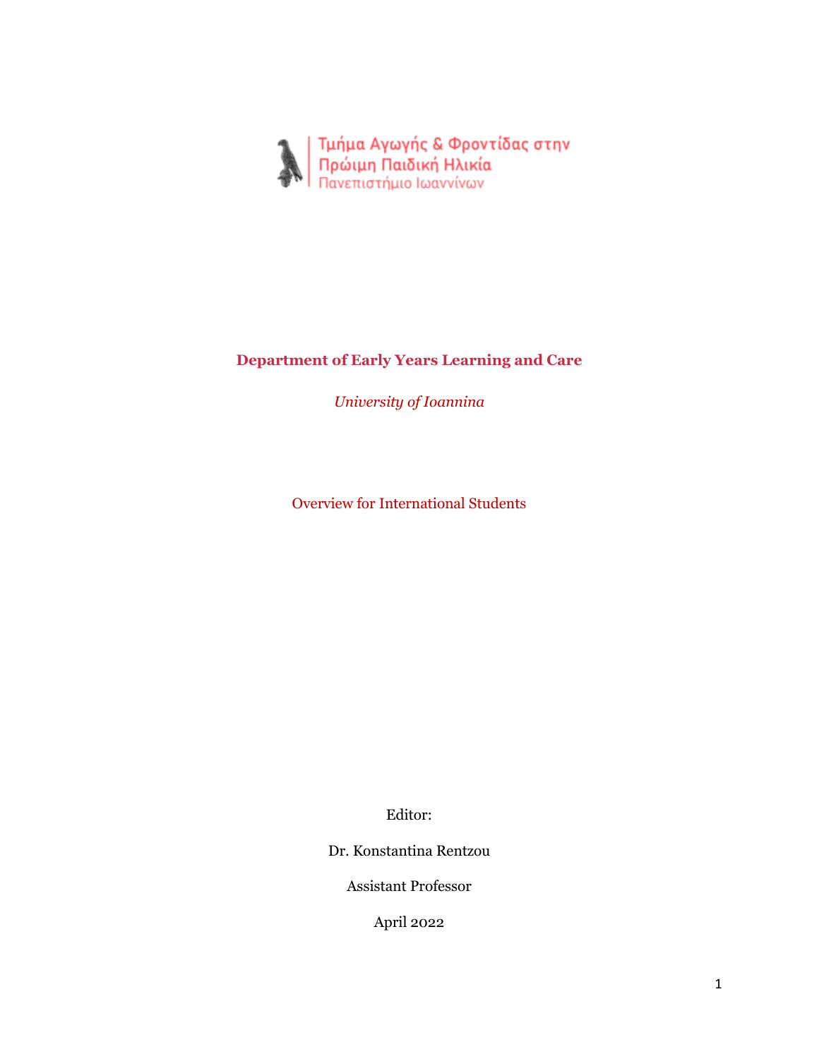Τμήμα Αγωγής & Φροντίδας στην Πρώιμη Παιδική Ηλικία
Πανεπιστήμιο Ιωαννίνων

# Department of Early Years Learning and Care

*University of Ioannina*

## Overview for International Students

Editor:

Dr. Konstantina Rentzou

Assistant Professor

April 2022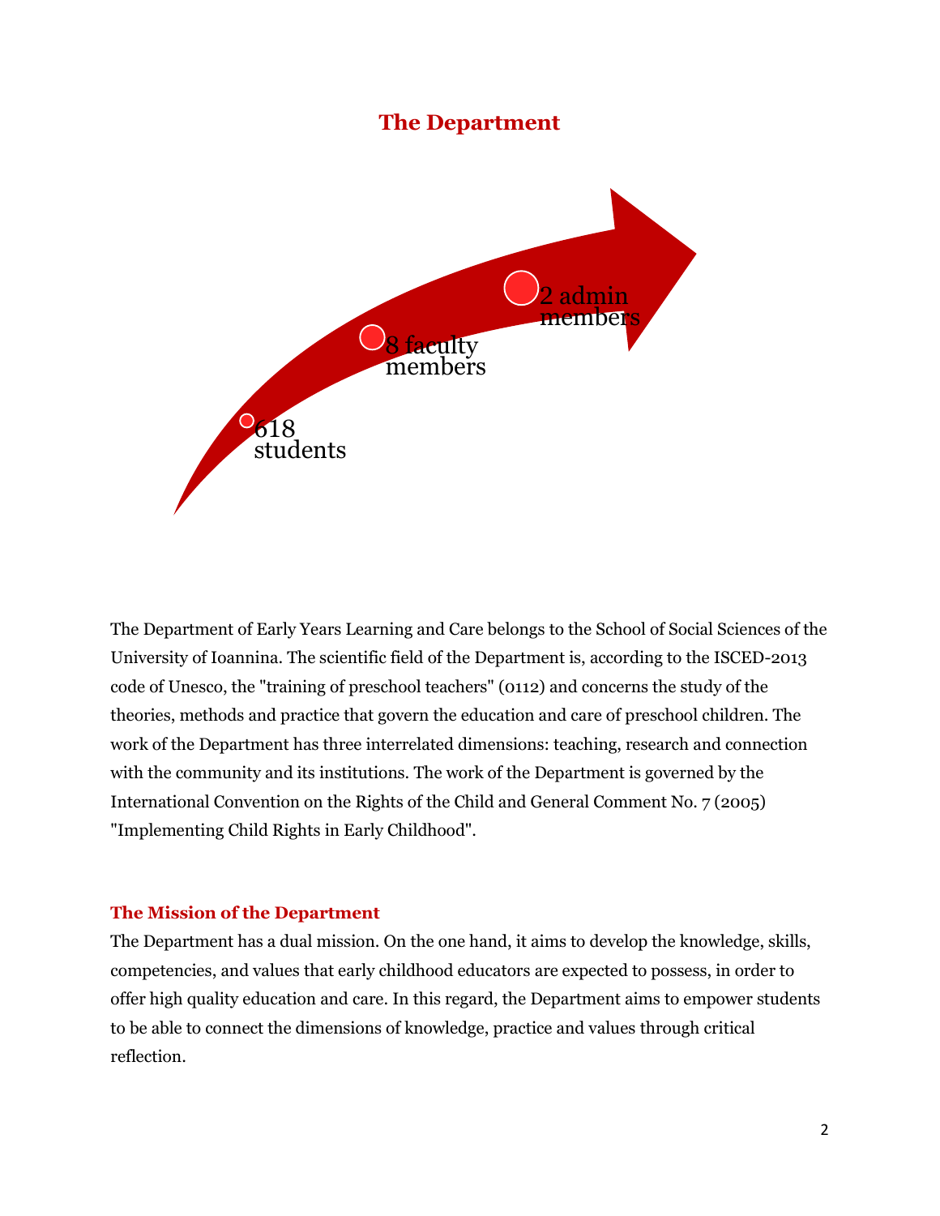# The Department

618 students

8 faculty members

2 admin members

The Department of Early Years Learning and Care belongs to the School of Social Sciences of the University of Ioannina. The scientific field of the Department is, according to the ISCED-2013 code of Unesco, the "training of preschool teachers" (0112) and concerns the study of the theories, methods and practice that govern the education and care of preschool children. The work of the Department has three interrelated dimensions: teaching, research and connection with the community and its institutions. The work of the Department is governed by the International Convention on the Rights of the Child and General Comment No. 7 (2005) "Implementing Child Rights in Early Childhood".

## The Mission of the Department

The Department has a dual mission. On the one hand, it aims to develop the knowledge, skills, competencies, and values that early childhood educators are expected to possess, in order to offer high quality education and care. In this regard, the Department aims to empower students to be able to connect the dimensions of knowledge, practice and values through critical reflection.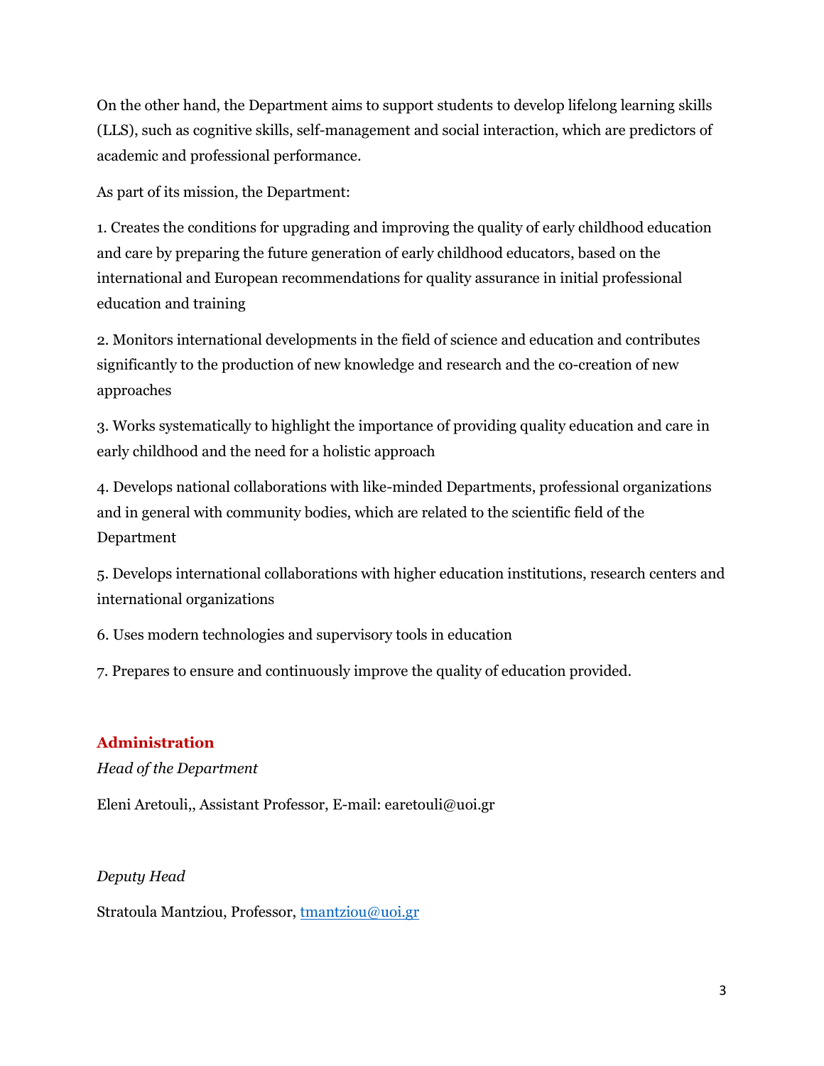On the other hand, the Department aims to support students to develop lifelong learning skills (LLS), such as cognitive skills, self-management and social interaction, which are predictors of academic and professional performance.

As part of its mission, the Department:

1. Creates the conditions for upgrading and improving the quality of early childhood education and care by preparing the future generation of early childhood educators, based on the international and European recommendations for quality assurance in initial professional education and training

2. Monitors international developments in the field of science and education and contributes significantly to the production of new knowledge and research and the co-creation of new approaches

3. Works systematically to highlight the importance of providing quality education and care in early childhood and the need for a holistic approach

4. Develops national collaborations with like-minded Departments, professional organizations and in general with community bodies, which are related to the scientific field of the Department

5. Develops international collaborations with higher education institutions, research centers and international organizations

6. Uses modern technologies and supervisory tools in education

7. Prepares to ensure and continuously improve the quality of education provided.

## Administration

*Head of the Department*

Eleni Aretouli,, Assistant Professor, E-mail: earetouli@uoi.gr

*Deputy Head*

Stratoula Mantziou, Professor, tmantziou@uoi.gr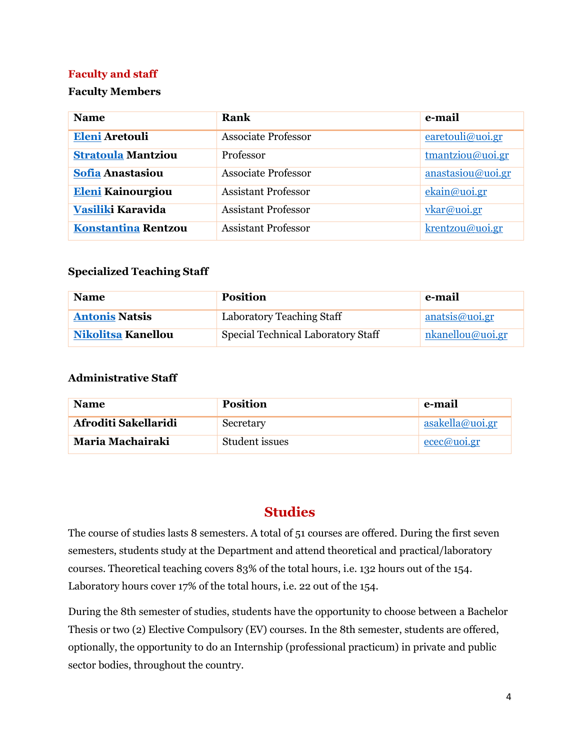## Faculty and staff

### Faculty Members

| Name | Rank | e-mail |
|---|---|---|
| **Eleni Aretouli** | Associate Professor | earetouli@uoi.gr |
| **Stratoula Mantziou** | Professor | tmantziou@uoi.gr |
| **Sofia Anastasiou** | Associate Professor | anastasiou@uoi.gr |
| **Eleni Kainourgiou** | Assistant Professor | ekain@uoi.gr |
| **Vasiliki Karavida** | Assistant Professor | vkar@uoi.gr |
| **Konstantina Rentzou** | Assistant Professor | krentzou@uoi.gr |

### Specialized Teaching Staff

| Name | Position | e-mail |
|---|---|---|
| **Antonis Natsis** | Laboratory Teaching Staff | anatsis@uoi.gr |
| **Nikolitsa Kanellou** | Special Technical Laboratory Staff | nkanellou@uoi.gr |

### Administrative Staff

| Name | Position | e-mail |
|---|---|---|
| **Afroditi Sakellaridi** | Secretary | asakella@uoi.gr |
| **Maria Machairaki** | Student issues | ecec@uoi.gr |

# Studies

The course of studies lasts 8 semesters. A total of 51 courses are offered. During the first seven semesters, students study at the Department and attend theoretical and practical/laboratory courses. Theoretical teaching covers 83% of the total hours, i.e. 132 hours out of the 154. Laboratory hours cover 17% of the total hours, i.e. 22 out of the 154.

During the 8th semester of studies, students have the opportunity to choose between a Bachelor Thesis or two (2) Elective Compulsory (EV) courses. In the 8th semester, students are offered, optionally, the opportunity to do an Internship (professional practicum) in private and public sector bodies, throughout the country.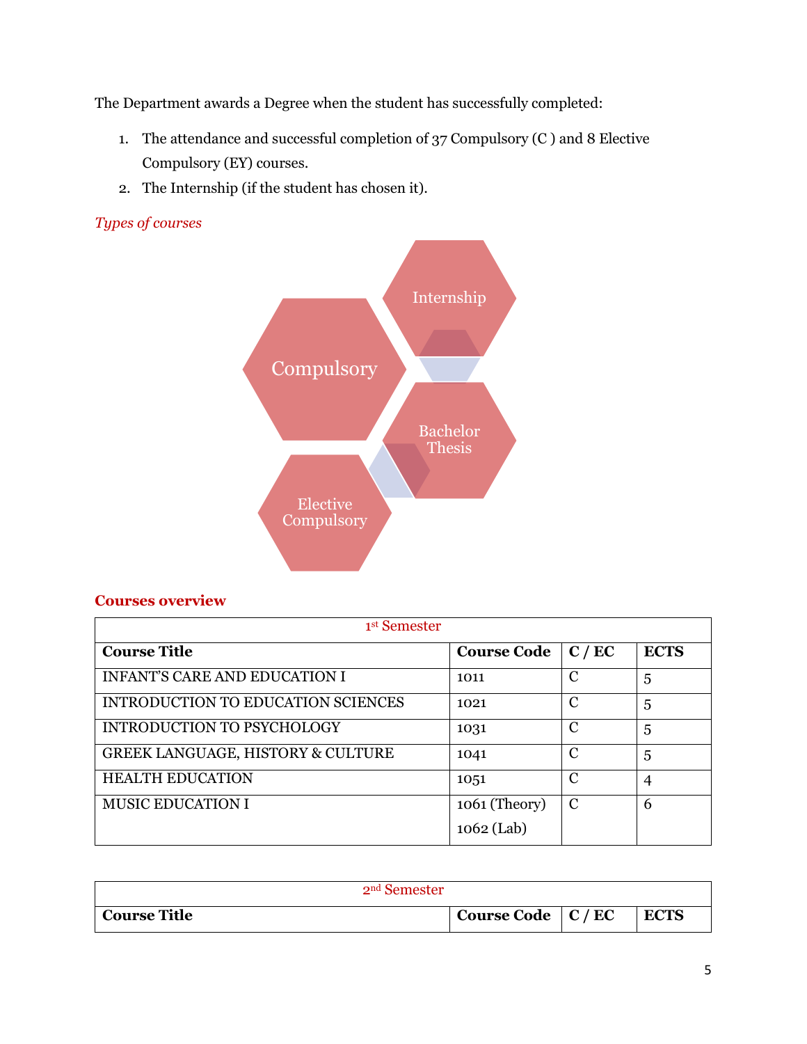The Department awards a Degree when the student has successfully completed:

1. The attendance and successful completion of 37 Compulsory (C ) and 8 Elective Compulsory (EY) courses.
2. The Internship (if the student has chosen it).

*Types of courses*

Compulsory

Internship

Bachelor Thesis

Elective Compulsory

**Courses overview**

| 1st Semester | | | |
|---|---|---|---|
| **Course Title** | **Course Code** | **C / EC** | **ECTS** |
| INFANT'S CARE AND EDUCATION I | 1011 | C | 5 |
| INTRODUCTION TO EDUCATION SCIENCES | 1021 | C | 5 |
| INTRODUCTION TO PSYCHOLOGY | 1031 | C | 5 |
| GREEK LANGUAGE, HISTORY & CULTURE | 1041 | C | 5 |
| HEALTH EDUCATION | 1051 | C | 4 |
| MUSIC EDUCATION I | 1061 (Theory) 1062 (Lab) | C | 6 |

| 2nd Semester | | | |
|---|---|---|---|
| **Course Title** | **Course Code** | **C / EC** | **ECTS** |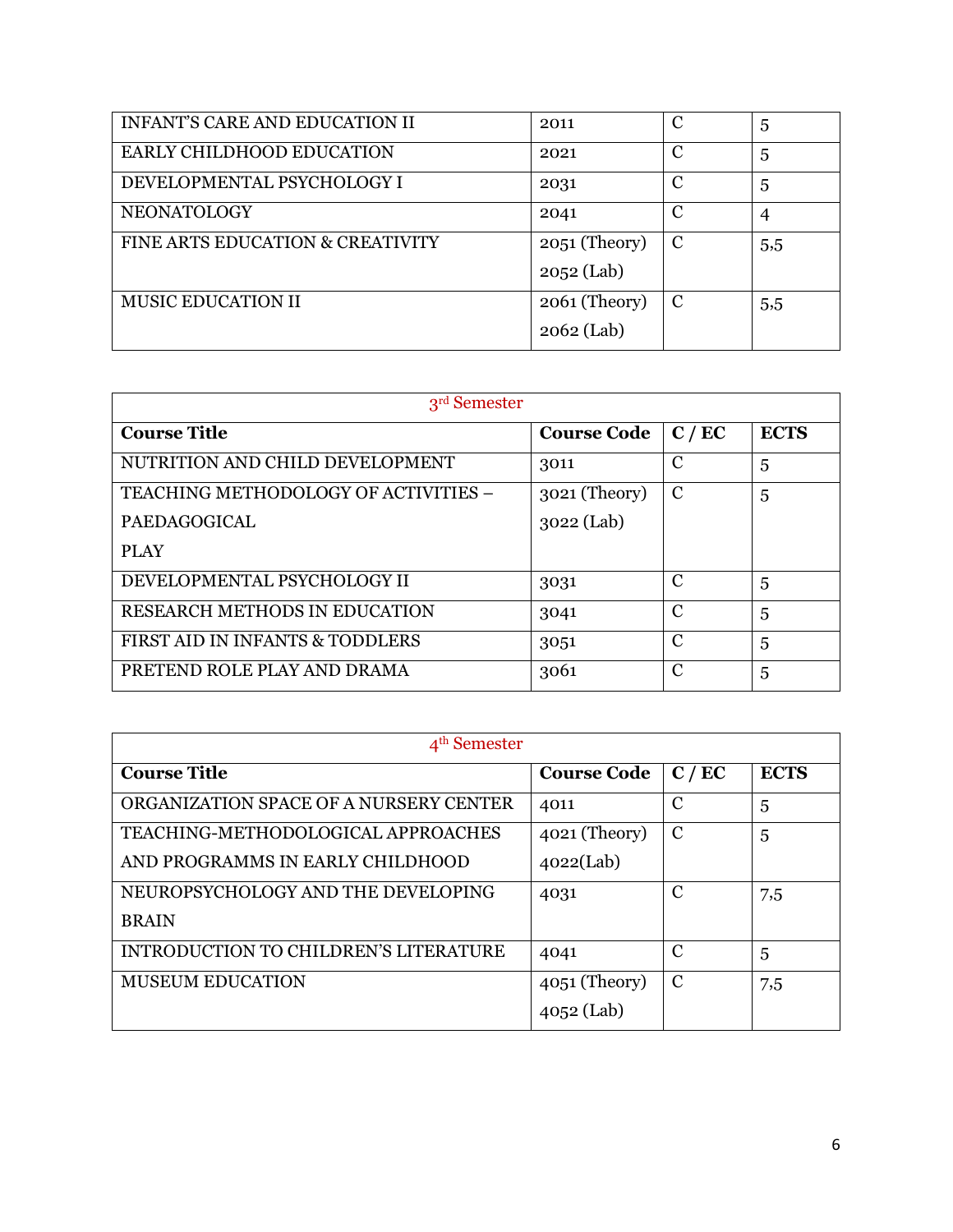| | | | |
|---|---|---|---|
| INFANT'S CARE AND EDUCATION II | 2011 | C | 5 |
| EARLY CHILDHOOD EDUCATION | 2021 | C | 5 |
| DEVELOPMENTAL PSYCHOLOGY I | 2031 | C | 5 |
| NEONATOLOGY | 2041 | C | 4 |
| FINE ARTS EDUCATION & CREATIVITY | 2051 (Theory) 2052 (Lab) | C | 5,5 |
| MUSIC EDUCATION II | 2061 (Theory) 2062 (Lab) | C | 5,5 |

| 3rd Semester | | | |
|---|---|---|---|
| **Course Title** | **Course Code** | **C / EC** | **ECTS** |
| NUTRITION AND CHILD DEVELOPMENT | 3011 | C | 5 |
| TEACHING METHODOLOGY OF ACTIVITIES – PAEDAGOGICAL PLAY | 3021 (Theory) 3022 (Lab) | C | 5 |
| DEVELOPMENTAL PSYCHOLOGY II | 3031 | C | 5 |
| RESEARCH METHODS IN EDUCATION | 3041 | C | 5 |
| FIRST AID IN INFANTS & TODDLERS | 3051 | C | 5 |
| PRETEND ROLE PLAY AND DRAMA | 3061 | C | 5 |

| 4th Semester | | | |
|---|---|---|---|
| **Course Title** | **Course Code** | **C / EC** | **ECTS** |
| ORGANIZATION SPACE OF A NURSERY CENTER | 4011 | C | 5 |
| TEACHING-METHODOLOGICAL APPROACHES AND PROGRAMMS IN EARLY CHILDHOOD | 4021 (Theory) 4022(Lab) | C | 5 |
| NEUROPSYCHOLOGY AND THE DEVELOPING BRAIN | 4031 | C | 7,5 |
| INTRODUCTION TO CHILDREN'S LITERATURE | 4041 | C | 5 |
| MUSEUM EDUCATION | 4051 (Theory) 4052 (Lab) | C | 7,5 |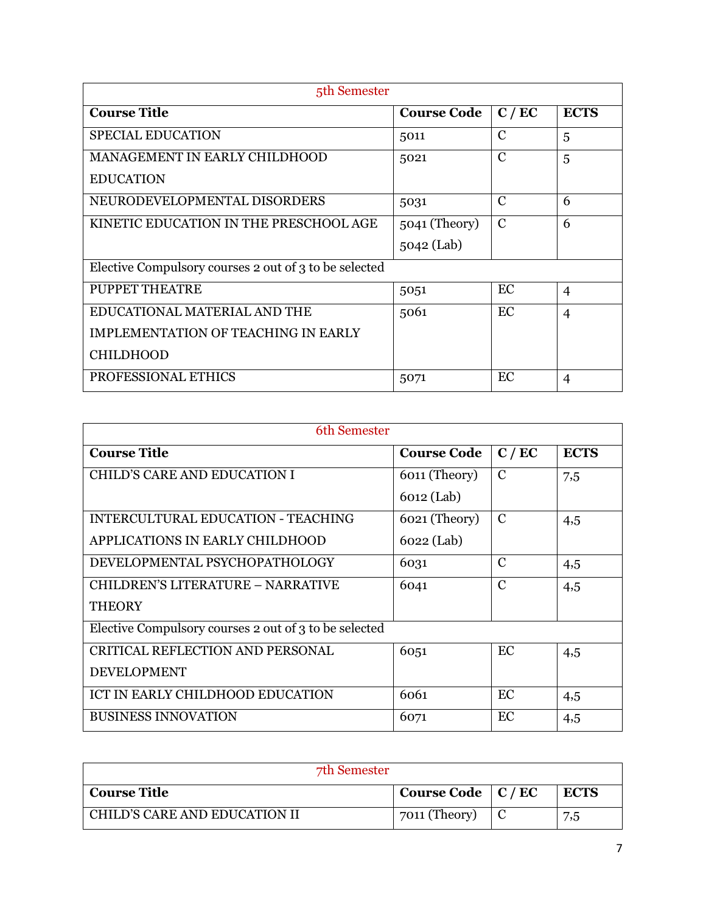| 5th Semester | | | |
|---|---|---|---|
| **Course Title** | **Course Code** | **C / EC** | **ECTS** |
| SPECIAL EDUCATION | 5011 | C | 5 |
| MANAGEMENT IN EARLY CHILDHOOD EDUCATION | 5021 | C | 5 |
| NEURODEVELOPMENTAL DISORDERS | 5031 | C | 6 |
| KINETIC EDUCATION IN THE PRESCHOOL AGE | 5041 (Theory) 5042 (Lab) | C | 6 |
| Elective Compulsory courses 2 out of 3 to be selected | | | |
| PUPPET THEATRE | 5051 | EC | 4 |
| EDUCATIONAL MATERIAL AND THE IMPLEMENTATION OF TEACHING IN EARLY CHILDHOOD | 5061 | EC | 4 |
| PROFESSIONAL ETHICS | 5071 | EC | 4 |

| 6th Semester | | | |
|---|---|---|---|
| **Course Title** | **Course Code** | **C / EC** | **ECTS** |
| CHILD'S CARE AND EDUCATION I | 6011 (Theory) 6012 (Lab) | C | 7,5 |
| INTERCULTURAL EDUCATION - TEACHING APPLICATIONS IN EARLY CHILDHOOD | 6021 (Theory) 6022 (Lab) | C | 4,5 |
| DEVELOPMENTAL PSYCHOPATHOLOGY | 6031 | C | 4,5 |
| CHILDREN'S LITERATURE – NARRATIVE THEORY | 6041 | C | 4,5 |
| Elective Compulsory courses 2 out of 3 to be selected | | | |
| CRITICAL REFLECTION AND PERSONAL DEVELOPMENT | 6051 | EC | 4,5 |
| ICT IN EARLY CHILDHOOD EDUCATION | 6061 | EC | 4,5 |
| BUSINESS INNOVATION | 6071 | EC | 4,5 |

| 7th Semester | | | |
|---|---|---|---|
| **Course Title** | **Course Code** | **C / EC** | **ECTS** |
| CHILD'S CARE AND EDUCATION II | 7011 (Theory) | C | 7,5 |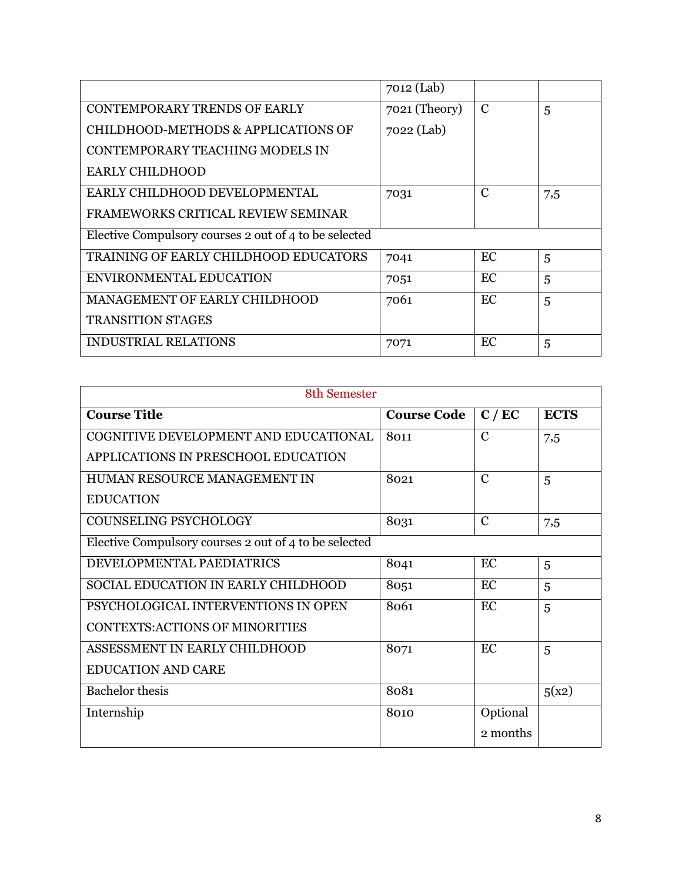| | | | |
|---|---|---|---|
| | 7012 (Lab) | | |
| CONTEMPORARY TRENDS OF EARLY CHILDHOOD-METHODS & APPLICATIONS OF CONTEMPORARY TEACHING MODELS IN EARLY CHILDHOOD | 7021 (Theory) 7022 (Lab) | C | 5 |
| EARLY CHILDHOOD DEVELOPMENTAL FRAMEWORKS CRITICAL REVIEW SEMINAR | 7031 | C | 7,5 |
| Elective Compulsory courses 2 out of 4 to be selected | | | |
| TRAINING OF EARLY CHILDHOOD EDUCATORS | 7041 | EC | 5 |
| ENVIRONMENTAL EDUCATION | 7051 | EC | 5 |
| MANAGEMENT OF EARLY CHILDHOOD TRANSITION STAGES | 7061 | EC | 5 |
| INDUSTRIAL RELATIONS | 7071 | EC | 5 |

| 8th Semester | | | |
|---|---|---|---|
| **Course Title** | **Course Code** | **C / EC** | **ECTS** |
| COGNITIVE DEVELOPMENT AND EDUCATIONAL APPLICATIONS IN PRESCHOOL EDUCATION | 8011 | C | 7,5 |
| HUMAN RESOURCE MANAGEMENT IN EDUCATION | 8021 | C | 5 |
| COUNSELING PSYCHOLOGY | 8031 | C | 7,5 |
| Elective Compulsory courses 2 out of 4 to be selected | | | |
| DEVELOPMENTAL PAEDIATRICS | 8041 | EC | 5 |
| SOCIAL EDUCATION IN EARLY CHILDHOOD | 8051 | EC | 5 |
| PSYCHOLOGICAL INTERVENTIONS IN OPEN CONTEXTS:ACTIONS OF MINORITIES | 8061 | EC | 5 |
| ASSESSMENT IN EARLY CHILDHOOD EDUCATION AND CARE | 8071 | EC | 5 |
| Bachelor thesis | 8081 | | 5(x2) |
| Internship | 8010 | Optional 2 months | |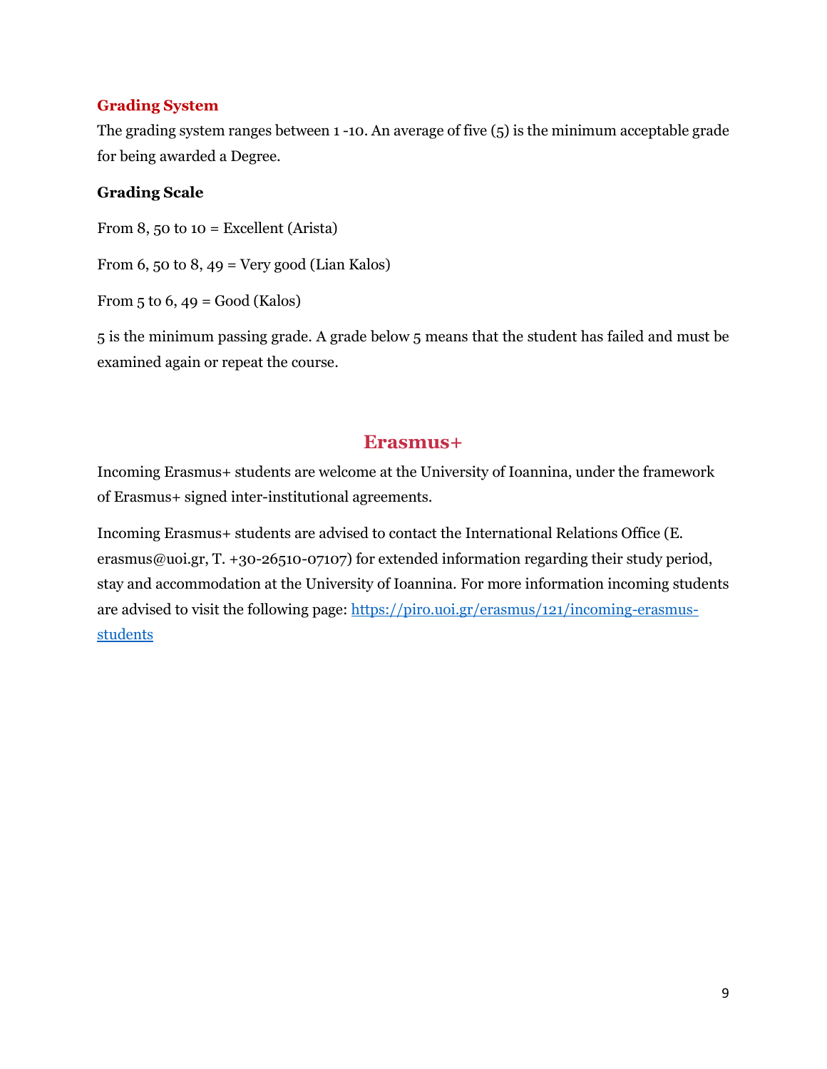## Grading System

The grading system ranges between 1 -10. An average of five (5) is the minimum acceptable grade for being awarded a Degree.

**Grading Scale**

From 8, 50 to 10 = Excellent (Arista)

From 6, 50 to 8, 49 = Very good (Lian Kalos)

From 5 to 6, 49 = Good (Kalos)

5 is the minimum passing grade. A grade below 5 means that the student has failed and must be examined again or repeat the course.

# Erasmus+

Incoming Erasmus+ students are welcome at the University of Ioannina, under the framework of Erasmus+ signed inter-institutional agreements.

Incoming Erasmus+ students are advised to contact the International Relations Office (E. erasmus@uoi.gr, T. +30-26510-07107) for extended information regarding their study period, stay and accommodation at the University of Ioannina. For more information incoming students are advised to visit the following page: [https://piro.uoi.gr/erasmus/121/incoming-erasmus-students](https://piro.uoi.gr/erasmus/121/incoming-erasmus-students)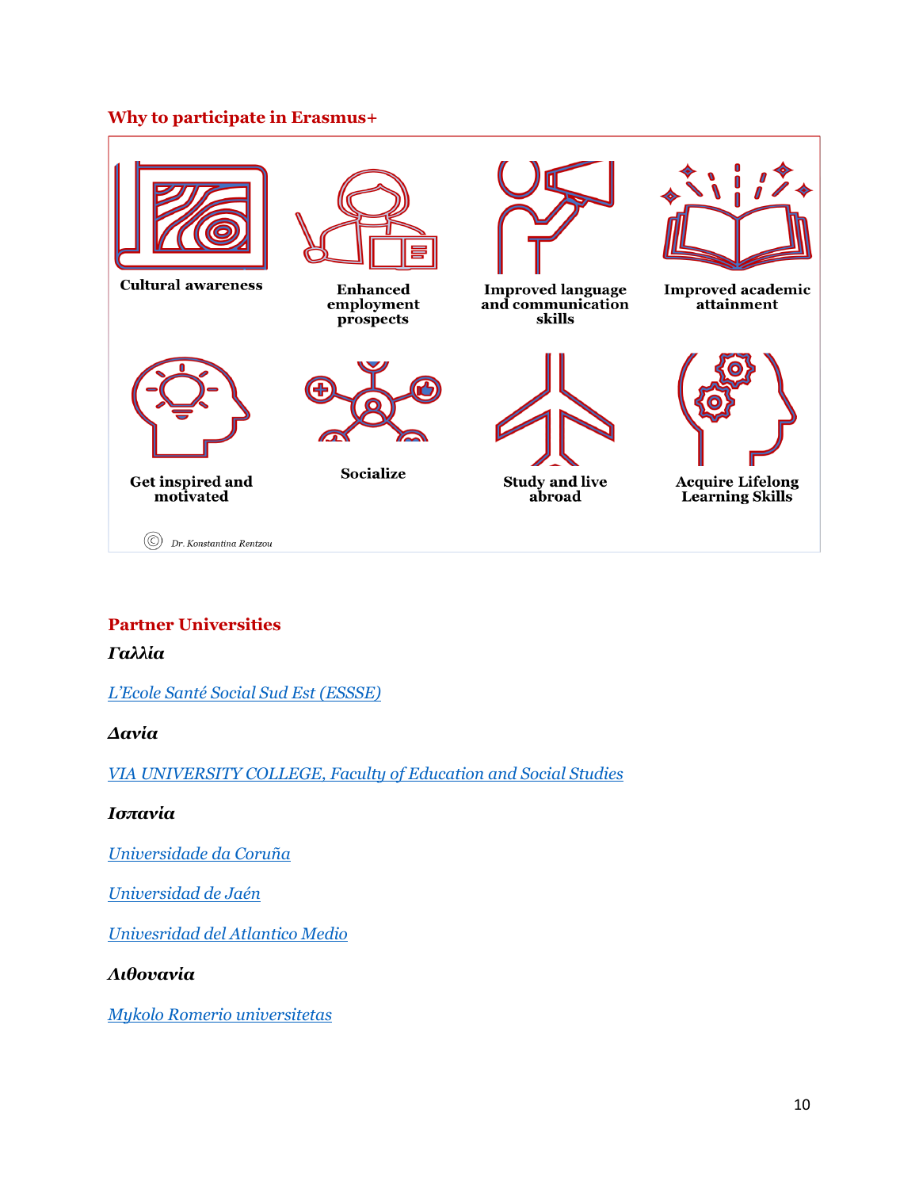## Why to participate in Erasmus+

Cultural awareness

Enhanced employment prospects

Improved language and communication skills

Improved academic attainment

Get inspired and motivated

Socialize

Study and live abroad

Acquire Lifelong Learning Skills

© Dr. Konstantina Rentzou

## Partner Universities

### *Γαλλία*

*L'Ecole Santé Social Sud Est (ESSSE)*

### *Δανία*

*VIA UNIVERSITY COLLEGE, Faculty of Education and Social Studies*

### *Ισπανία*

*Universidade da Coruña*

*Universidad de Jaén*

*Univesridad del Atlantico Medio*

### *Λιθουανία*

*Mykolo Romerio universitetas*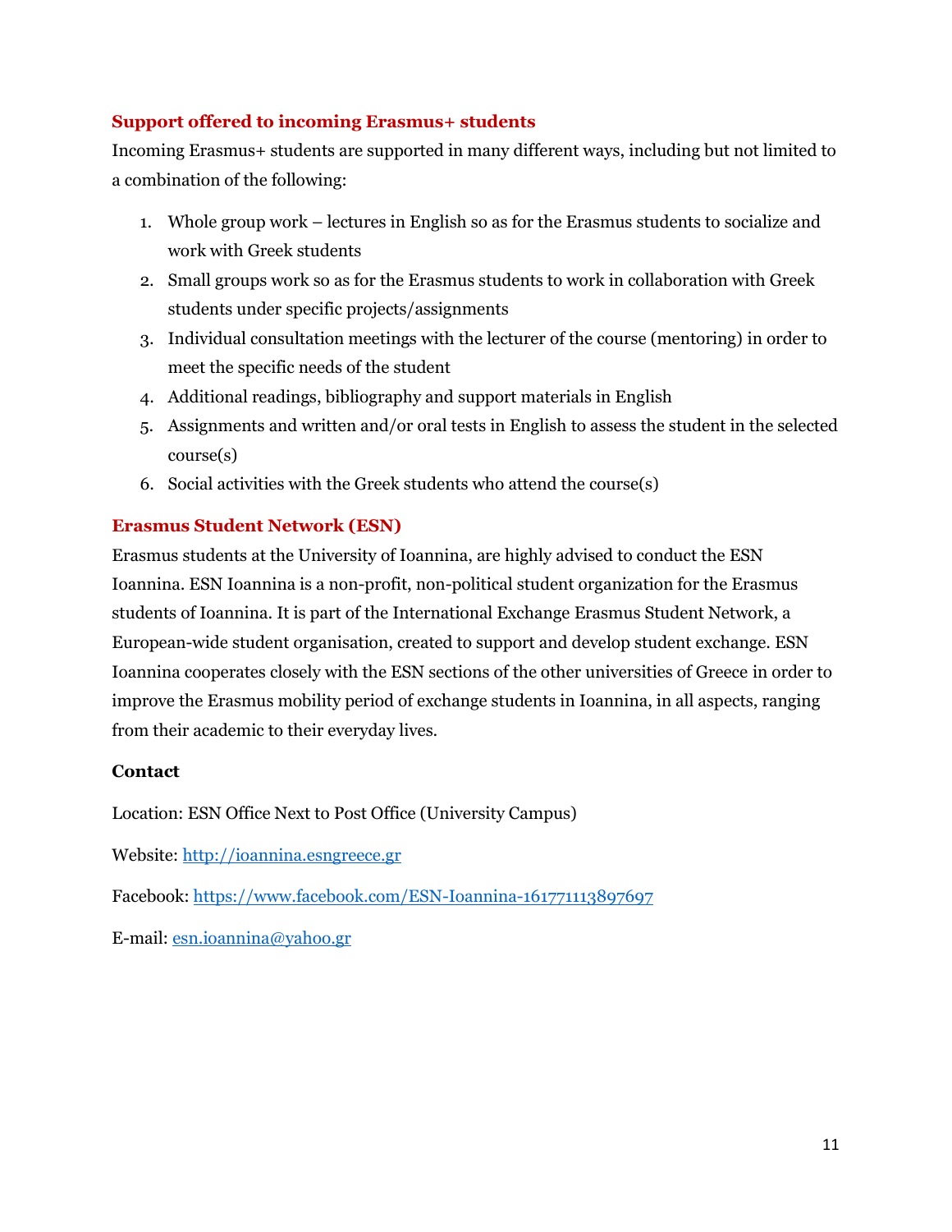## Support offered to incoming Erasmus+ students

Incoming Erasmus+ students are supported in many different ways, including but not limited to a combination of the following:

1. Whole group work – lectures in English so as for the Erasmus students to socialize and work with Greek students
2. Small groups work so as for the Erasmus students to work in collaboration with Greek students under specific projects/assignments
3. Individual consultation meetings with the lecturer of the course (mentoring) in order to meet the specific needs of the student
4. Additional readings, bibliography and support materials in English
5. Assignments and written and/or oral tests in English to assess the student in the selected course(s)
6. Social activities with the Greek students who attend the course(s)

## Erasmus Student Network (ESN)

Erasmus students at the University of Ioannina, are highly advised to conduct the ESN Ioannina. ESN Ioannina is a non-profit, non-political student organization for the Erasmus students of Ioannina. It is part of the International Exchange Erasmus Student Network, a European-wide student organisation, created to support and develop student exchange. ESN Ioannina cooperates closely with the ESN sections of the other universities of Greece in order to improve the Erasmus mobility period of exchange students in Ioannina, in all aspects, ranging from their academic to their everyday lives.

**Contact**

Location: ESN Office Next to Post Office (University Campus)

Website: http://ioannina.esngreece.gr

Facebook: https://www.facebook.com/ESN-Ioannina-161771113897697

E-mail: esn.ioannina@yahoo.gr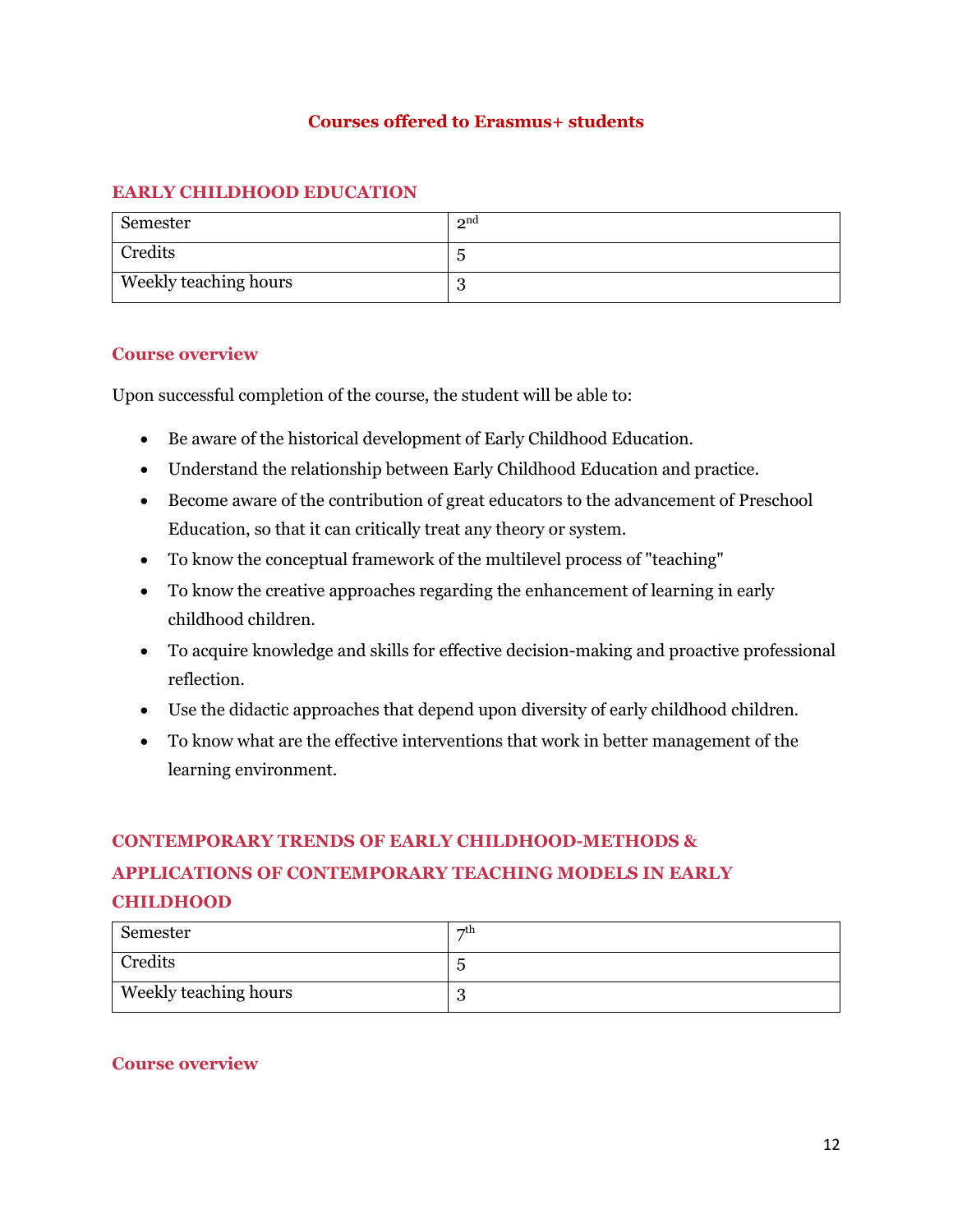# Courses offered to Erasmus+ students

## EARLY CHILDHOOD EDUCATION

| Semester | 2nd |
|---|---|
| Credits | 5 |
| Weekly teaching hours | 3 |

### Course overview

Upon successful completion of the course, the student will be able to:

- Be aware of the historical development of Early Childhood Education.
- Understand the relationship between Early Childhood Education and practice.
- Become aware of the contribution of great educators to the advancement of Preschool Education, so that it can critically treat any theory or system.
- To know the conceptual framework of the multilevel process of "teaching"
- To know the creative approaches regarding the enhancement of learning in early childhood children.
- To acquire knowledge and skills for effective decision-making and proactive professional reflection.
- Use the didactic approaches that depend upon diversity of early childhood children.
- To know what are the effective interventions that work in better management of the learning environment.

## CONTEMPORARY TRENDS OF EARLY CHILDHOOD-METHODS & APPLICATIONS OF CONTEMPORARY TEACHING MODELS IN EARLY CHILDHOOD

| Semester | 7th |
|---|---|
| Credits | 5 |
| Weekly teaching hours | 3 |

### Course overview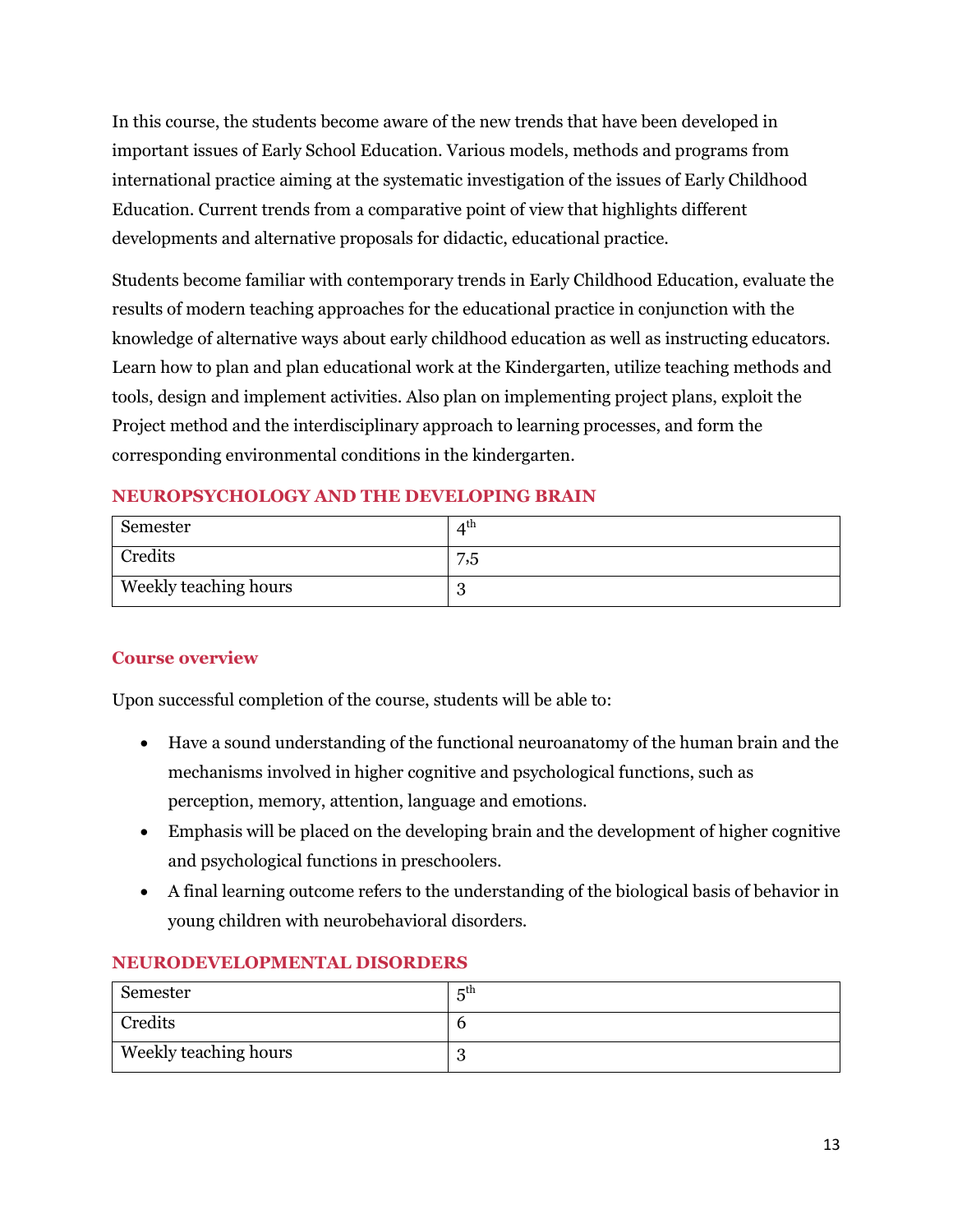In this course, the students become aware of the new trends that have been developed in important issues of Early School Education. Various models, methods and programs from international practice aiming at the systematic investigation of the issues of Early Childhood Education. Current trends from a comparative point of view that highlights different developments and alternative proposals for didactic, educational practice.

Students become familiar with contemporary trends in Early Childhood Education, evaluate the results of modern teaching approaches for the educational practice in conjunction with the knowledge of alternative ways about early childhood education as well as instructing educators. Learn how to plan and plan educational work at the Kindergarten, utilize teaching methods and tools, design and implement activities. Also plan on implementing project plans, exploit the Project method and the interdisciplinary approach to learning processes, and form the corresponding environmental conditions in the kindergarten.

### NEUROPSYCHOLOGY AND THE DEVELOPING BRAIN

| Semester | 4th |
|---|---|
| Credits | 7,5 |
| Weekly teaching hours | 3 |

#### Course overview

Upon successful completion of the course, students will be able to:

- Have a sound understanding of the functional neuroanatomy of the human brain and the mechanisms involved in higher cognitive and psychological functions, such as perception, memory, attention, language and emotions.
- Emphasis will be placed on the developing brain and the development of higher cognitive and psychological functions in preschoolers.
- A final learning outcome refers to the understanding of the biological basis of behavior in young children with neurobehavioral disorders.

### NEURODEVELOPMENTAL DISORDERS

| Semester | 5th |
|---|---|
| Credits | 6 |
| Weekly teaching hours | 3 |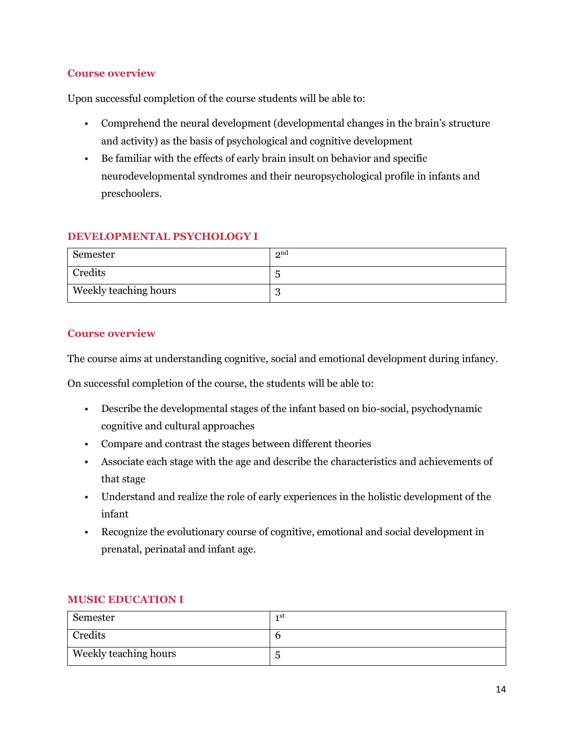### Course overview

Upon successful completion of the course students will be able to:

- Comprehend the neural development (developmental changes in the brain's structure and activity) as the basis of psychological and cognitive development
- Be familiar with the effects of early brain insult on behavior and specific neurodevelopmental syndromes and their neuropsychological profile in infants and preschoolers.

## DEVELOPMENTAL PSYCHOLOGY I

| Semester | 2nd |
|---|---|
| Credits | 5 |
| Weekly teaching hours | 3 |

### Course overview

The course aims at understanding cognitive, social and emotional development during infancy.

On successful completion of the course, the students will be able to:

- Describe the developmental stages of the infant based on bio-social, psychodynamic cognitive and cultural approaches
- Compare and contrast the stages between different theories
- Associate each stage with the age and describe the characteristics and achievements of that stage
- Understand and realize the role of early experiences in the holistic development of the infant
- Recognize the evolutionary course of cognitive, emotional and social development in prenatal, perinatal and infant age.

## MUSIC EDUCATION I

| Semester | 1st |
|---|---|
| Credits | 6 |
| Weekly teaching hours | 5 |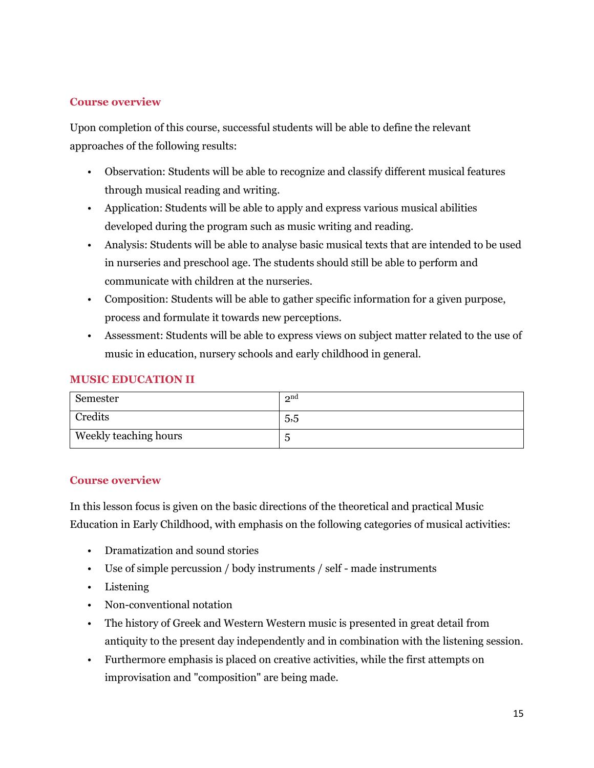### Course overview

Upon completion of this course, successful students will be able to define the relevant approaches of the following results:

- Observation: Students will be able to recognize and classify different musical features through musical reading and writing.
- Application: Students will be able to apply and express various musical abilities developed during the program such as music writing and reading.
- Analysis: Students will be able to analyse basic musical texts that are intended to be used in nurseries and preschool age. The students should still be able to perform and communicate with children at the nurseries.
- Composition: Students will be able to gather specific information for a given purpose, process and formulate it towards new perceptions.
- Assessment: Students will be able to express views on subject matter related to the use of music in education, nursery schools and early childhood in general.

## MUSIC EDUCATION II

| Semester | 2nd |
|---|---|
| Credits | 5,5 |
| Weekly teaching hours | 5 |

### Course overview

In this lesson focus is given on the basic directions of the theoretical and practical Music Education in Early Childhood, with emphasis on the following categories of musical activities:

- Dramatization and sound stories
- Use of simple percussion / body instruments / self - made instruments
- Listening
- Non-conventional notation
- The history of Greek and Western Western music is presented in great detail from antiquity to the present day independently and in combination with the listening session.
- Furthermore emphasis is placed on creative activities, while the first attempts on improvisation and "composition" are being made.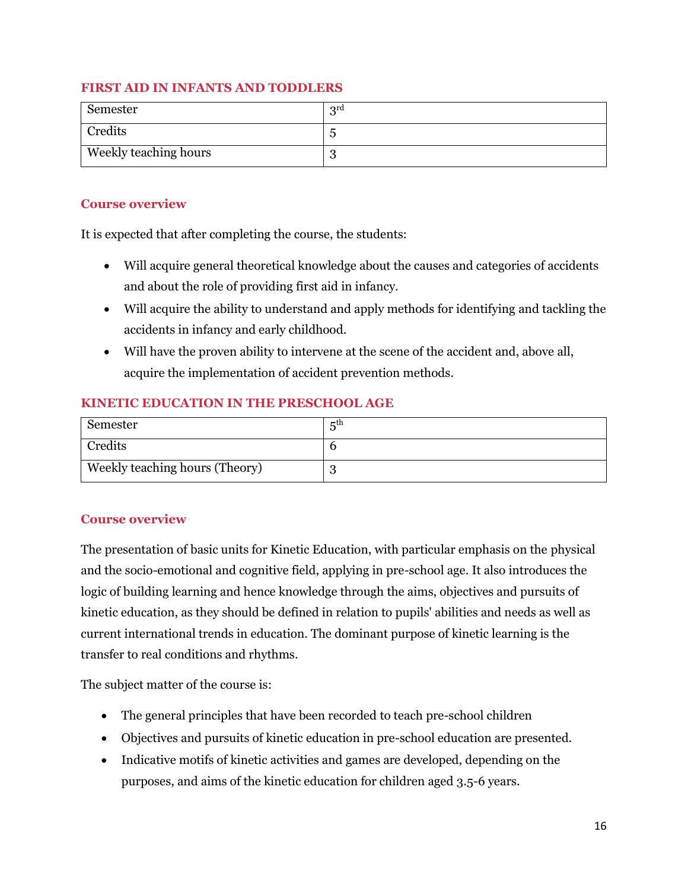## FIRST AID IN INFANTS AND TODDLERS

| Semester | 3rd |
|---|---|
| Credits | 5 |
| Weekly teaching hours | 3 |

### Course overview

It is expected that after completing the course, the students:

- Will acquire general theoretical knowledge about the causes and categories of accidents and about the role of providing first aid in infancy.
- Will acquire the ability to understand and apply methods for identifying and tackling the accidents in infancy and early childhood.
- Will have the proven ability to intervene at the scene of the accident and, above all, acquire the implementation of accident prevention methods.

## KINETIC EDUCATION IN THE PRESCHOOL AGE

| Semester | 5th |
|---|---|
| Credits | 6 |
| Weekly teaching hours (Theory) | 3 |

### Course overview

The presentation of basic units for Kinetic Education, with particular emphasis on the physical and the socio-emotional and cognitive field, applying in pre-school age. It also introduces the logic of building learning and hence knowledge through the aims, objectives and pursuits of kinetic education, as they should be defined in relation to pupils' abilities and needs as well as current international trends in education. The dominant purpose of kinetic learning is the transfer to real conditions and rhythms.

The subject matter of the course is:

- The general principles that have been recorded to teach pre-school children
- Objectives and pursuits of kinetic education in pre-school education are presented.
- Indicative motifs of kinetic activities and games are developed, depending on the purposes, and aims of the kinetic education for children aged 3.5-6 years.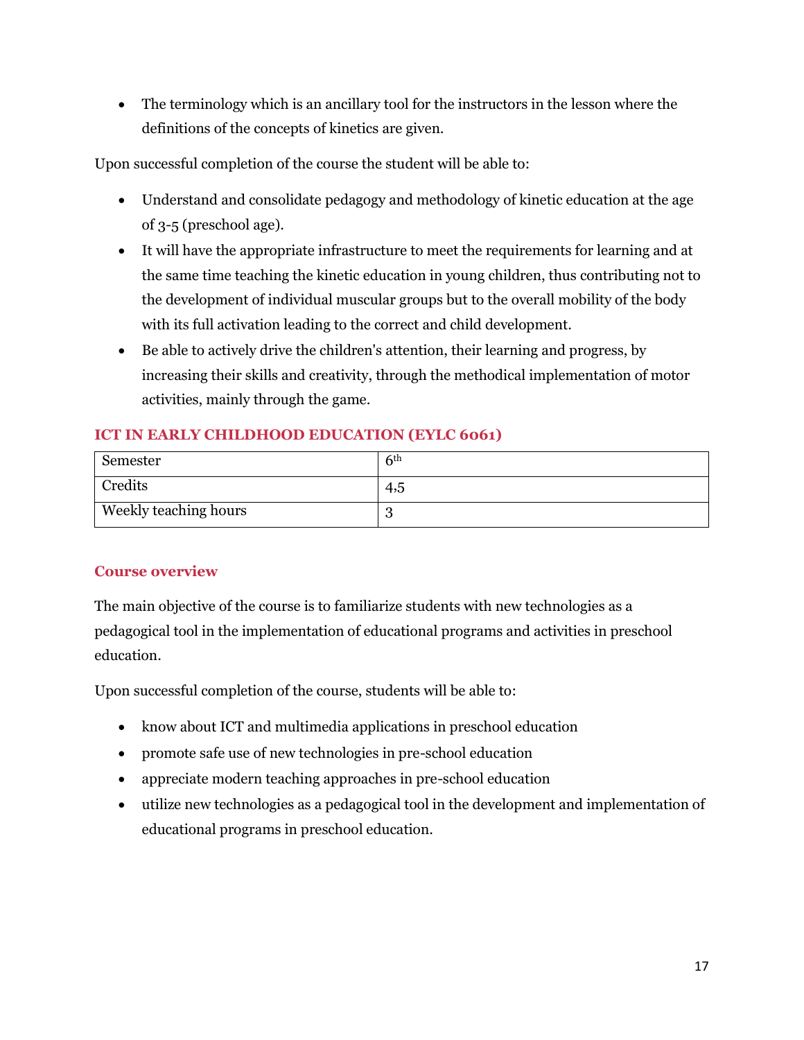- The terminology which is an ancillary tool for the instructors in the lesson where the definitions of the concepts of kinetics are given.

Upon successful completion of the course the student will be able to:

- Understand and consolidate pedagogy and methodology of kinetic education at the age of 3-5 (preschool age).
- It will have the appropriate infrastructure to meet the requirements for learning and at the same time teaching the kinetic education in young children, thus contributing not to the development of individual muscular groups but to the overall mobility of the body with its full activation leading to the correct and child development.
- Be able to actively drive the children's attention, their learning and progress, by increasing their skills and creativity, through the methodical implementation of motor activities, mainly through the game.

### ICT IN EARLY CHILDHOOD EDUCATION (EYLC 6061)

| | |
|---|---|
| Semester | 6th |
| Credits | 4,5 |
| Weekly teaching hours | 3 |

#### Course overview

The main objective of the course is to familiarize students with new technologies as a pedagogical tool in the implementation of educational programs and activities in preschool education.

Upon successful completion of the course, students will be able to:

- know about ICT and multimedia applications in preschool education
- promote safe use of new technologies in pre-school education
- appreciate modern teaching approaches in pre-school education
- utilize new technologies as a pedagogical tool in the development and implementation of educational programs in preschool education.